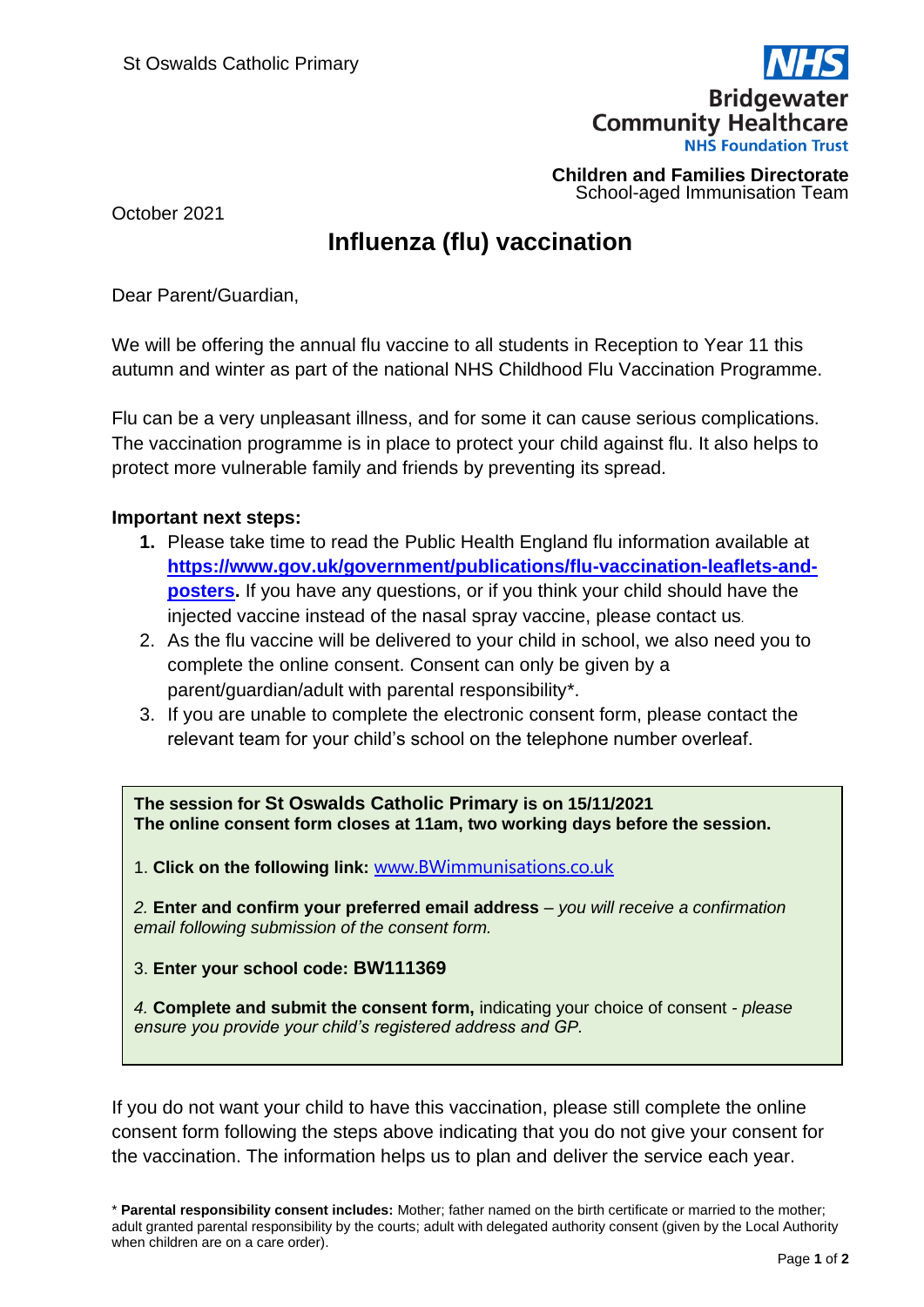St Oswalds Catholic Primary

**Bridgewater Community Healthcare**
**NHS Foundation Trust**

**Children and Families Directorate**
School-aged Immunisation Team

October 2021

# Influenza (flu) vaccination

Dear Parent/Guardian,

We will be offering the annual flu vaccine to all students in Reception to Year 11 this autumn and winter as part of the national NHS Childhood Flu Vaccination Programme.

Flu can be a very unpleasant illness, and for some it can cause serious complications. The vaccination programme is in place to protect your child against flu. It also helps to protect more vulnerable family and friends by preventing its spread.

**Important next steps:**

1. Please take time to read the Public Health England flu information available at **https://www.gov.uk/government/publications/flu-vaccination-leaflets-and-posters.** If you have any questions, or if you think your child should have the injected vaccine instead of the nasal spray vaccine, please contact us.
2. As the flu vaccine will be delivered to your child in school, we also need you to complete the online consent. Consent can only be given by a parent/guardian/adult with parental responsibility*.
3. If you are unable to complete the electronic consent form, please contact the relevant team for your child's school on the telephone number overleaf.

**The session for St Oswalds Catholic Primary is on 15/11/2021**
**The online consent form closes at 11am, two working days before the session.**

1. **Click on the following link:** www.BWimmunisations.co.uk

*2.* **Enter and confirm your preferred email address** – *you will receive a confirmation email following submission of the consent form.*

3. **Enter your school code: BW111369**

*4.* **Complete and submit the consent form,** indicating your choice of consent - *please ensure you provide your child's registered address and GP.*

If you do not want your child to have this vaccination, please still complete the online consent form following the steps above indicating that you do not give your consent for the vaccination. The information helps us to plan and deliver the service each year.

\* **Parental responsibility consent includes:** Mother; father named on the birth certificate or married to the mother; adult granted parental responsibility by the courts; adult with delegated authority consent (given by the Local Authority when children are on a care order).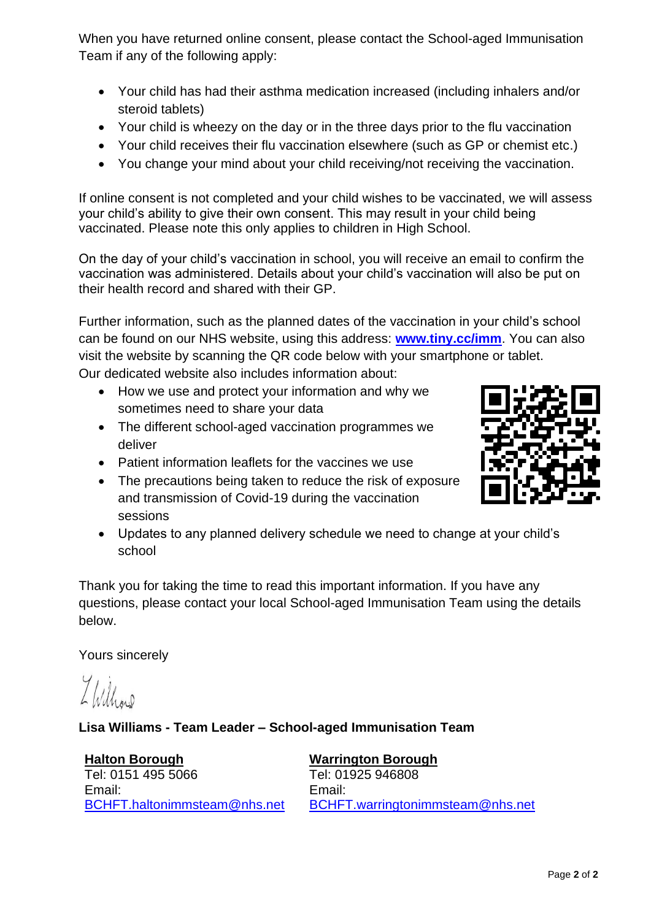When you have returned online consent, please contact the School-aged Immunisation Team if any of the following apply:

- Your child has had their asthma medication increased (including inhalers and/or steroid tablets)
- Your child is wheezy on the day or in the three days prior to the flu vaccination
- Your child receives their flu vaccination elsewhere (such as GP or chemist etc.)
- You change your mind about your child receiving/not receiving the vaccination.

If online consent is not completed and your child wishes to be vaccinated, we will assess your child's ability to give their own consent. This may result in your child being vaccinated. Please note this only applies to children in High School.

On the day of your child's vaccination in school, you will receive an email to confirm the vaccination was administered. Details about your child's vaccination will also be put on their health record and shared with their GP.

Further information, such as the planned dates of the vaccination in your child's school can be found on our NHS website, using this address: **www.tiny.cc/imm**. You can also visit the website by scanning the QR code below with your smartphone or tablet.
Our dedicated website also includes information about:

- How we use and protect your information and why we sometimes need to share your data
- The different school-aged vaccination programmes we deliver
- Patient information leaflets for the vaccines we use
- The precautions being taken to reduce the risk of exposure and transmission of Covid-19 during the vaccination sessions
- Updates to any planned delivery schedule we need to change at your child's school

Thank you for taking the time to read this important information. If you have any questions, please contact your local School-aged Immunisation Team using the details below.

Yours sincerely

L Williams

**Lisa Williams - Team Leader – School-aged Immunisation Team**

**Halton Borough**
Tel: 0151 495 5066
Email:
BCHFT.haltonimmsteam@nhs.net

**Warrington Borough**
Tel: 01925 946808
Email:
BCHFT.warringtonimmsteam@nhs.net